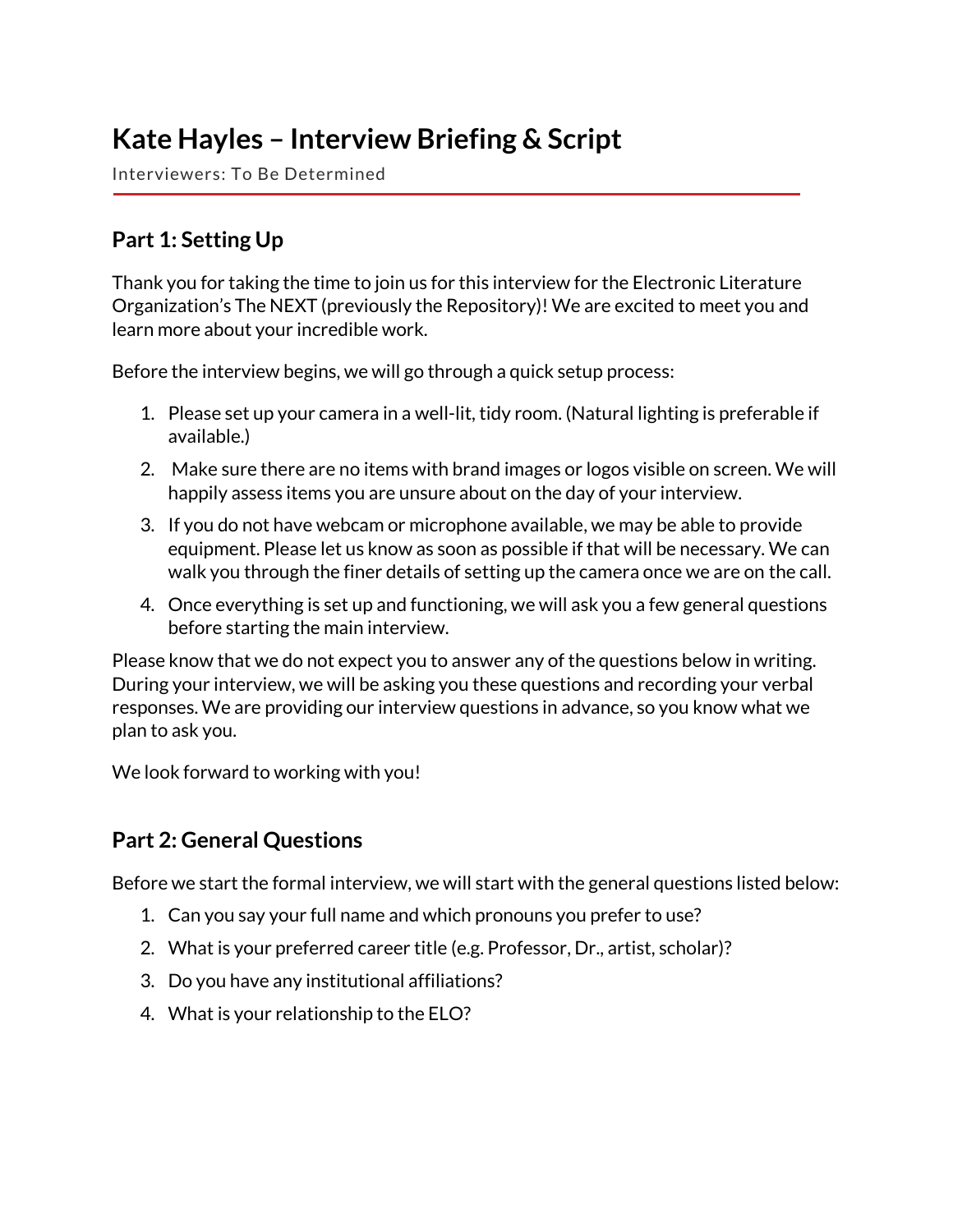# Kate Hayles – Interview Briefing & Script

Interviewers: To Be Determined

## Part 1: Setting Up

Thank you for taking the time to join us for this interview for the Electronic Literature Organization's The NEXT (previously the Repository)! We are excited to meet you and learn more about your incredible work.

Before the interview begins, we will go through a quick setup process:

1. Please set up your camera in a well-lit, tidy room. (Natural lighting is preferable if available.)
2. Make sure there are no items with brand images or logos visible on screen. We will happily assess items you are unsure about on the day of your interview.
3. If you do not have webcam or microphone available, we may be able to provide equipment. Please let us know as soon as possible if that will be necessary. We can walk you through the finer details of setting up the camera once we are on the call.
4. Once everything is set up and functioning, we will ask you a few general questions before starting the main interview.

Please know that we do not expect you to answer any of the questions below in writing. During your interview, we will be asking you these questions and recording your verbal responses. We are providing our interview questions in advance, so you know what we plan to ask you.

We look forward to working with you!

## Part 2: General Questions

Before we start the formal interview, we will start with the general questions listed below:

1. Can you say your full name and which pronouns you prefer to use?
2. What is your preferred career title (e.g. Professor, Dr., artist, scholar)?
3. Do you have any institutional affiliations?
4. What is your relationship to the ELO?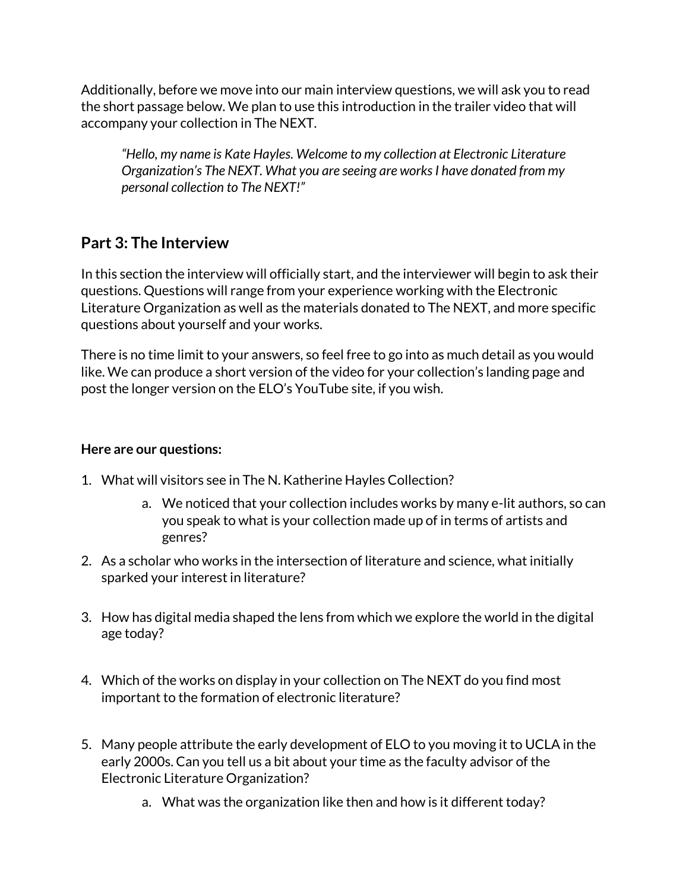Additionally, before we move into our main interview questions, we will ask you to read the short passage below. We plan to use this introduction in the trailer video that will accompany your collection in The NEXT.

> *"Hello, my name is Kate Hayles. Welcome to my collection at Electronic Literature Organization's The NEXT. What you are seeing are works I have donated from my personal collection to The NEXT!"*

## Part 3: The Interview

In this section the interview will officially start, and the interviewer will begin to ask their questions. Questions will range from your experience working with the Electronic Literature Organization as well as the materials donated to The NEXT, and more specific questions about yourself and your works.

There is no time limit to your answers, so feel free to go into as much detail as you would like. We can produce a short version of the video for your collection's landing page and post the longer version on the ELO's YouTube site, if you wish.

**Here are our questions:**

1. What will visitors see in The N. Katherine Hayles Collection?
    a. We noticed that your collection includes works by many e-lit authors, so can you speak to what is your collection made up of in terms of artists and genres?
2. As a scholar who works in the intersection of literature and science, what initially sparked your interest in literature?
3. How has digital media shaped the lens from which we explore the world in the digital age today?
4. Which of the works on display in your collection on The NEXT do you find most important to the formation of electronic literature?
5. Many people attribute the early development of ELO to you moving it to UCLA in the early 2000s. Can you tell us a bit about your time as the faculty advisor of the Electronic Literature Organization?
    a. What was the organization like then and how is it different today?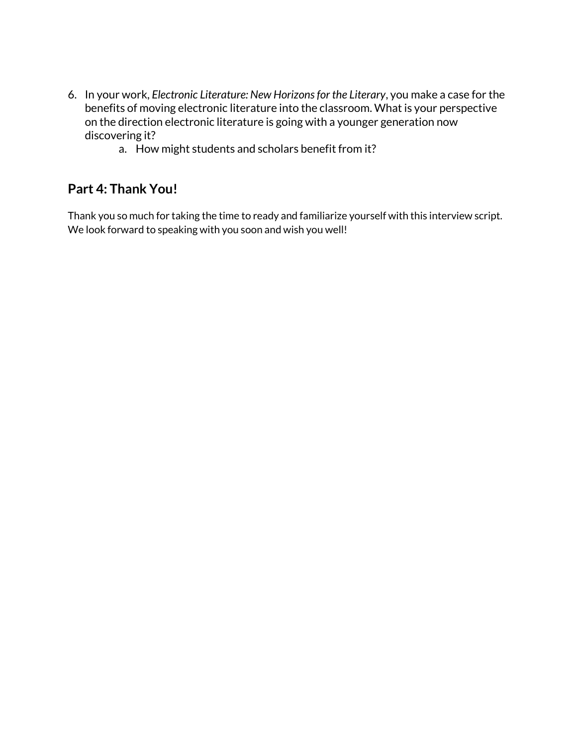6. In your work, *Electronic Literature: New Horizons for the Literary*, you make a case for the benefits of moving electronic literature into the classroom. What is your perspective on the direction electronic literature is going with a younger generation now discovering it?
    a. How might students and scholars benefit from it?

## Part 4: Thank You!

Thank you so much for taking the time to ready and familiarize yourself with this interview script. We look forward to speaking with you soon and wish you well!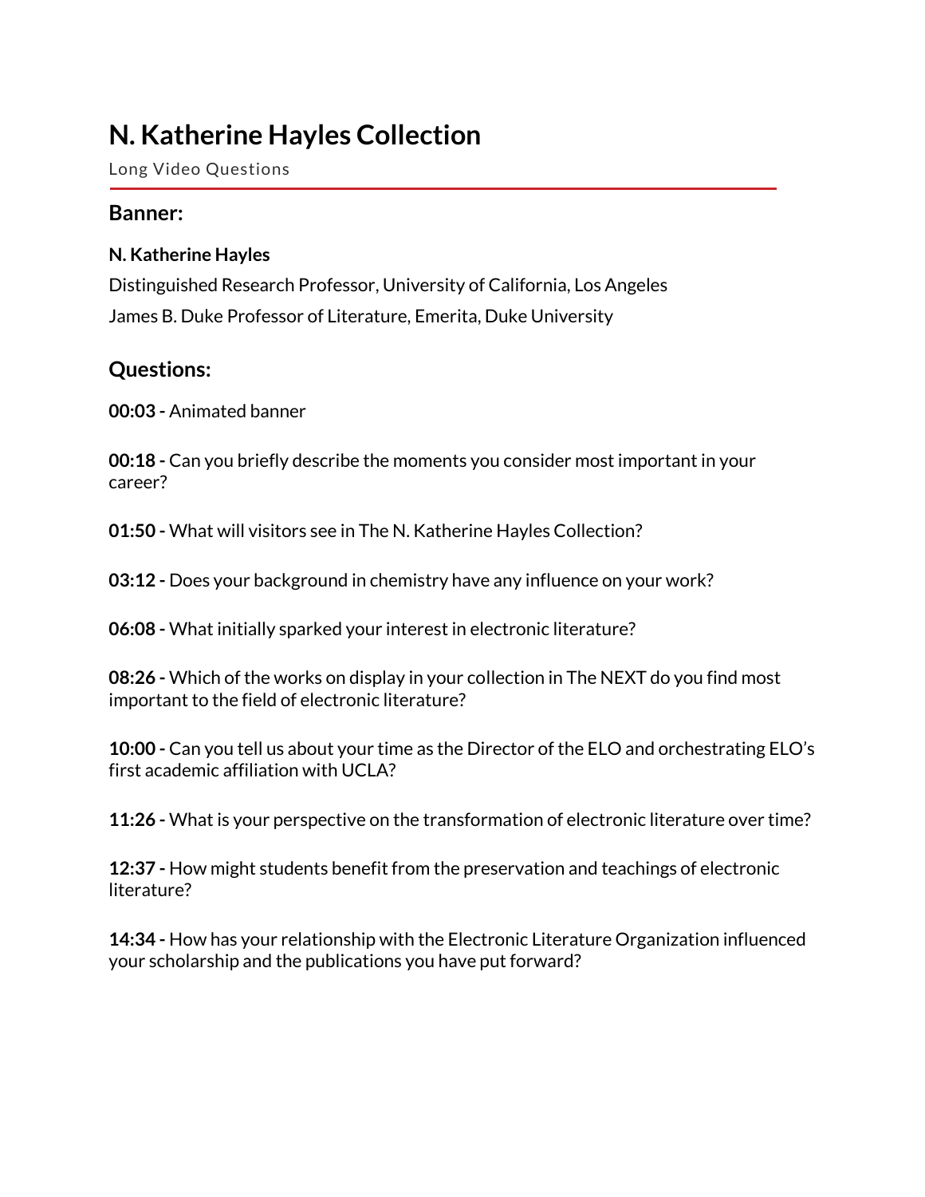# N. Katherine Hayles Collection

Long Video Questions

## Banner:

**N. Katherine Hayles**

Distinguished Research Professor, University of California, Los Angeles

James B. Duke Professor of Literature, Emerita, Duke University

## Questions:

**00:03 -** Animated banner

**00:18 -** Can you briefly describe the moments you consider most important in your career?

**01:50 -** What will visitors see in The N. Katherine Hayles Collection?

**03:12 -** Does your background in chemistry have any influence on your work?

**06:08 -** What initially sparked your interest in electronic literature?

**08:26 -** Which of the works on display in your collection in The NEXT do you find most important to the field of electronic literature?

**10:00 -** Can you tell us about your time as the Director of the ELO and orchestrating ELO's first academic affiliation with UCLA?

**11:26 -** What is your perspective on the transformation of electronic literature over time?

**12:37 -** How might students benefit from the preservation and teachings of electronic literature?

**14:34 -** How has your relationship with the Electronic Literature Organization influenced your scholarship and the publications you have put forward?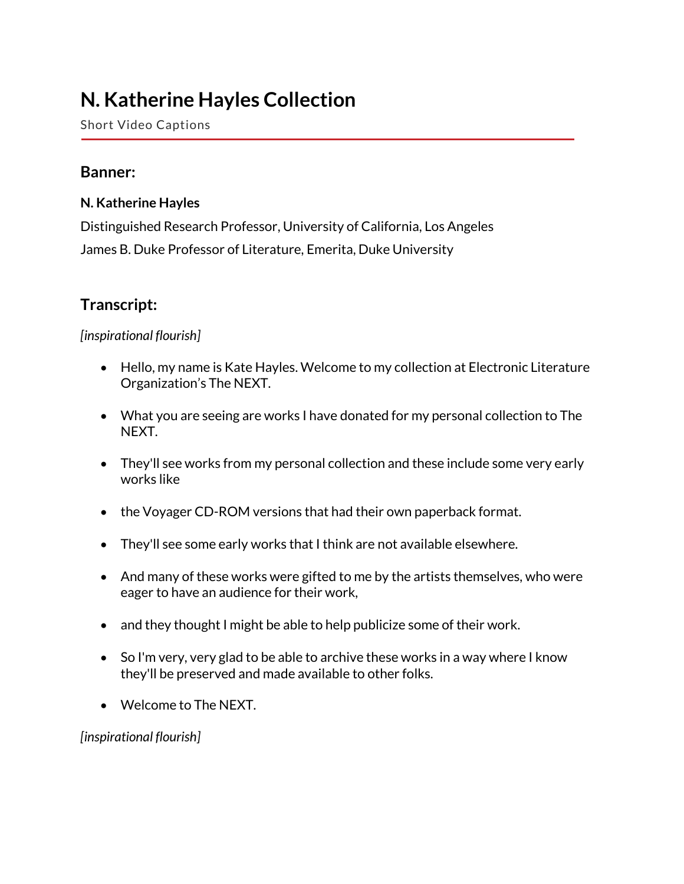# N. Katherine Hayles Collection

Short Video Captions

## Banner:

**N. Katherine Hayles**

Distinguished Research Professor, University of California, Los Angeles

James B. Duke Professor of Literature, Emerita, Duke University

## Transcript:

*[inspirational flourish]*

- Hello, my name is Kate Hayles. Welcome to my collection at Electronic Literature Organization's The NEXT.
- What you are seeing are works I have donated for my personal collection to The NEXT.
- They'll see works from my personal collection and these include some very early works like
- the Voyager CD-ROM versions that had their own paperback format.
- They'll see some early works that I think are not available elsewhere.
- And many of these works were gifted to me by the artists themselves, who were eager to have an audience for their work,
- and they thought I might be able to help publicize some of their work.
- So I'm very, very glad to be able to archive these works in a way where I know they'll be preserved and made available to other folks.
- Welcome to The NEXT.

*[inspirational flourish]*